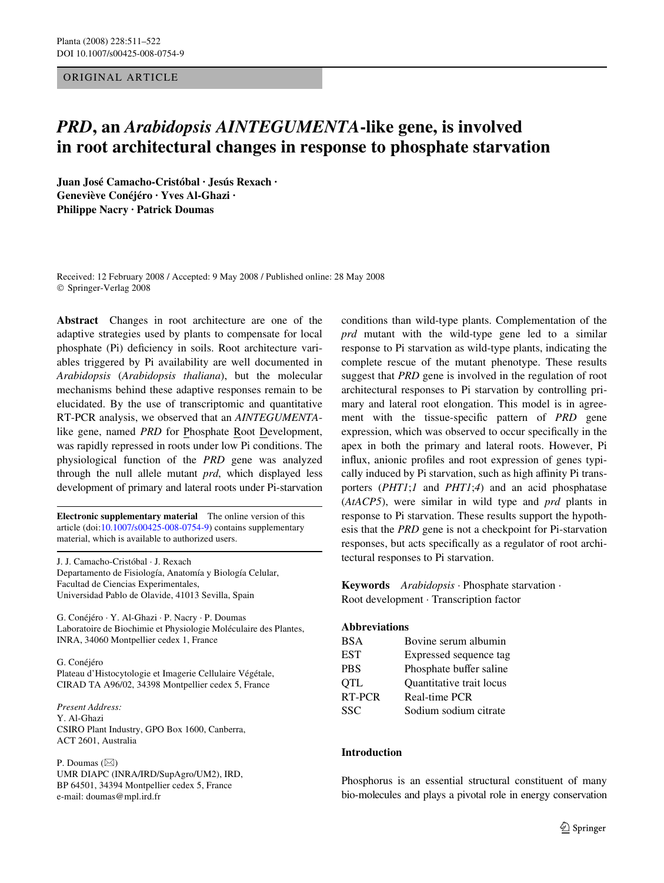ORIGINAL ARTICLE

# *PRD*, an *Arabidopsis AINTEGUMENTA*-like gene, is involved in root architectural changes in response to phosphate starvation

**Juan José Camacho-Cristóbal · Jesús Rexach · Geneviève Conéjéro · Yves Al-Ghazi · Philippe Nacry · Patrick Doumas**

Received: 12 February 2008 / Accepted: 9 May 2008 / Published online: 28 May 2008
© Springer-Verlag 2008

**Abstract** Changes in root architecture are one of the adaptive strategies used by plants to compensate for local phosphate (Pi) deficiency in soils. Root architecture variables triggered by Pi availability are well documented in *Arabidopsis* (*Arabidopsis thaliana*), but the molecular mechanisms behind these adaptive responses remain to be elucidated. By the use of transcriptomic and quantitative RT-PCR analysis, we observed that an *AINTEGUMENTA*-like gene, named *PRD* for Phosphate Root Development, was rapidly repressed in roots under low Pi conditions. The physiological function of the *PRD* gene was analyzed through the null allele mutant *prd*, which displayed less development of primary and lateral roots under Pi-starvation conditions than wild-type plants. Complementation of the *prd* mutant with the wild-type gene led to a similar response to Pi starvation as wild-type plants, indicating the complete rescue of the mutant phenotype. These results suggest that *PRD* gene is involved in the regulation of root architectural responses to Pi starvation by controlling primary and lateral root elongation. This model is in agreement with the tissue-specific pattern of *PRD* gene expression, which was observed to occur specifically in the apex in both the primary and lateral roots. However, Pi influx, anionic profiles and root expression of genes typically induced by Pi starvation, such as high affinity Pi transporters (*PHT1;1* and *PHT1;4*) and an acid phosphatase (*AtACP5*), were similar in wild type and *prd* plants in response to Pi starvation. These results support the hypothesis that the *PRD* gene is not a checkpoint for Pi-starvation responses, but acts specifically as a regulator of root architectural responses to Pi starvation.

**Keywords** *Arabidopsis* · Phosphate starvation · Root development · Transcription factor

**Abbreviations**

| | |
|---|---|
| BSA | Bovine serum albumin |
| EST | Expressed sequence tag |
| PBS | Phosphate buffer saline |
| QTL | Quantitative trait locus |
| RT-PCR | Real-time PCR |
| SSC | Sodium sodium citrate |

**Electronic supplementary material** The online version of this article (doi:10.1007/s00425-008-0754-9) contains supplementary material, which is available to authorized users.

J. J. Camacho-Cristóbal · J. Rexach
Departamento de Fisiología, Anatomía y Biología Celular, Facultad de Ciencias Experimentales, Universidad Pablo de Olavide, 41013 Sevilla, Spain

G. Conéjéro · Y. Al-Ghazi · P. Nacry · P. Doumas
Laboratoire de Biochimie et Physiologie Moléculaire des Plantes, INRA, 34060 Montpellier cedex 1, France

G. Conéjéro
Plateau d'Histocytologie et Imagerie Cellulaire Végétale, CIRAD TA A96/02, 34398 Montpellier cedex 5, France

*Present Address:*
Y. Al-Ghazi
CSIRO Plant Industry, GPO Box 1600, Canberra, ACT 2601, Australia

P. Doumas (✉)
UMR DIAPC (INRA/IRD/SupAgro/UM2), IRD, BP 64501, 34394 Montpellier cedex 5, France
e-mail: doumas@mpl.ird.fr

## Introduction

Phosphorus is an essential structural constituent of many bio-molecules and plays a pivotal role in energy conservation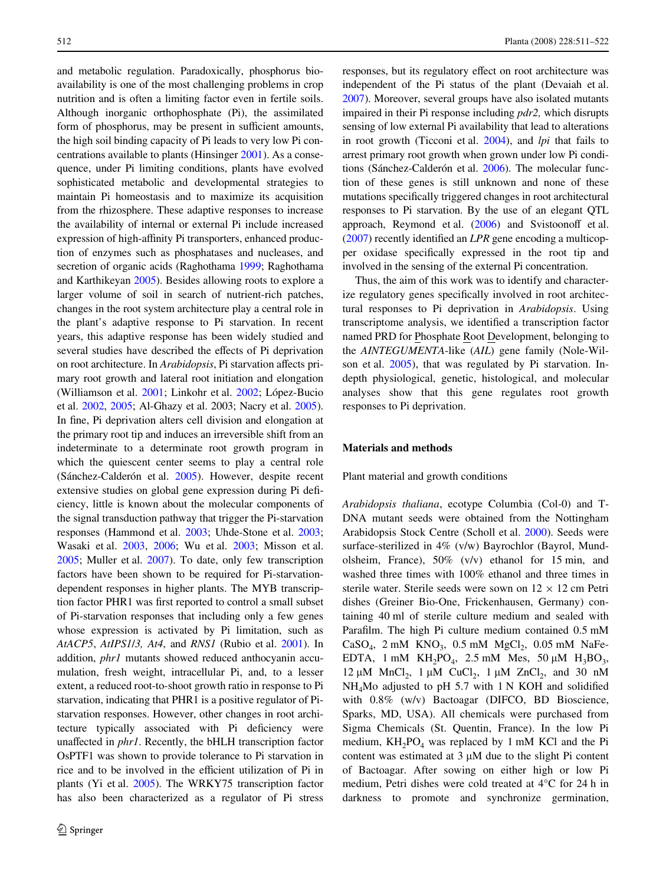and metabolic regulation. Paradoxically, phosphorus bioavailability is one of the most challenging problems in crop nutrition and is often a limiting factor even in fertile soils. Although inorganic orthophosphate (Pi), the assimilated form of phosphorus, may be present in sufficient amounts, the high soil binding capacity of Pi leads to very low Pi concentrations available to plants (Hinsinger 2001). As a consequence, under Pi limiting conditions, plants have evolved sophisticated metabolic and developmental strategies to maintain Pi homeostasis and to maximize its acquisition from the rhizosphere. These adaptive responses to increase the availability of internal or external Pi include increased expression of high-affinity Pi transporters, enhanced production of enzymes such as phosphatases and nucleases, and secretion of organic acids (Raghothama 1999; Raghothama and Karthikeyan 2005). Besides allowing roots to explore a larger volume of soil in search of nutrient-rich patches, changes in the root system architecture play a central role in the plant's adaptive response to Pi starvation. In recent years, this adaptive response has been widely studied and several studies have described the effects of Pi deprivation on root architecture. In *Arabidopsis*, Pi starvation affects primary root growth and lateral root initiation and elongation (Williamson et al. 2001; Linkohr et al. 2002; López-Bucio et al. 2002, 2005; Al-Ghazy et al. 2003; Nacry et al. 2005). In fine, Pi deprivation alters cell division and elongation at the primary root tip and induces an irreversible shift from an indeterminate to a determinate root growth program in which the quiescent center seems to play a central role (Sánchez-Calderón et al. 2005). However, despite recent extensive studies on global gene expression during Pi deficiency, little is known about the molecular components of the signal transduction pathway that trigger the Pi-starvation responses (Hammond et al. 2003; Uhde-Stone et al. 2003; Wasaki et al. 2003, 2006; Wu et al. 2003; Misson et al. 2005; Muller et al. 2007). To date, only few transcription factors have been shown to be required for Pi-starvation-dependent responses in higher plants. The MYB transcription factor PHR1 was first reported to control a small subset of Pi-starvation responses that including only a few genes whose expression is activated by Pi limitation, such as *AtACP5*, *AtIPS1*/*3*, *At4*, and *RNS1* (Rubio et al. 2001). In addition, *phr1* mutants showed reduced anthocyanin accumulation, fresh weight, intracellular Pi, and, to a lesser extent, a reduced root-to-shoot growth ratio in response to Pi starvation, indicating that PHR1 is a positive regulator of Pi-starvation responses. However, other changes in root architecture typically associated with Pi deficiency were unaffected in *phr1*. Recently, the bHLH transcription factor OsPTF1 was shown to provide tolerance to Pi starvation in rice and to be involved in the efficient utilization of Pi in plants (Yi et al. 2005). The WRKY75 transcription factor has also been characterized as a regulator of Pi stress responses, but its regulatory effect on root architecture was independent of the Pi status of the plant (Devaiah et al. 2007). Moreover, several groups have also isolated mutants impaired in their Pi response including *pdr2,* which disrupts sensing of low external Pi availability that lead to alterations in root growth (Ticconi et al. 2004), and *lpi* that fails to arrest primary root growth when grown under low Pi conditions (Sánchez-Calderón et al. 2006). The molecular function of these genes is still unknown and none of these mutations specifically triggered changes in root architectural responses to Pi starvation. By the use of an elegant QTL approach, Reymond et al. (2006) and Svistoonoff et al. (2007) recently identified an *LPR* gene encoding a multicopper oxidase specifically expressed in the root tip and involved in the sensing of the external Pi concentration.

Thus, the aim of this work was to identify and characterize regulatory genes specifically involved in root architectural responses to Pi deprivation in *Arabidopsis*. Using transcriptome analysis, we identified a transcription factor named PRD for Phosphate Root Development, belonging to the *AINTEGUMENTA*-like (*AIL*) gene family (Nole-Wilson et al. 2005), that was regulated by Pi starvation. In-depth physiological, genetic, histological, and molecular analyses show that this gene regulates root growth responses to Pi deprivation.

## Materials and methods

### Plant material and growth conditions

*Arabidopsis thaliana*, ecotype Columbia (Col-0) and T-DNA mutant seeds were obtained from the Nottingham Arabidopsis Stock Centre (Scholl et al. 2000). Seeds were surface-sterilized in 4% (v/w) Bayrochlor (Bayrol, Mundolsheim, France), 50% (v/v) ethanol for 15 min, and washed three times with 100% ethanol and three times in sterile water. Sterile seeds were sown on 12 × 12 cm Petri dishes (Greiner Bio-One, Frickenhausen, Germany) containing 40 ml of sterile culture medium and sealed with Parafilm. The high Pi culture medium contained 0.5 mM $CaSO_4$, 2 mM $KNO_3$, 0.5 mM $MgCl_2$, 0.05 mM NaFe-EDTA, 1 mM $KH_2PO_4$, 2.5 mM Mes, 50 μM $H_3BO_3$, 12 μM $MnCl_2$, 1 μM $CuCl_2$, 1 μM $ZnCl_2$, and 30 nM $NH_4Mo$ adjusted to pH 5.7 with 1 N KOH and solidified with 0.8% (w/v) Bactoagar (DIFCO, BD Bioscience, Sparks, MD, USA). All chemicals were purchased from Sigma Chemicals (St. Quentin, France). In the low Pi medium, $KH_2PO_4$ was replaced by 1 mM KCl and the Pi content was estimated at 3 μM due to the slight Pi content of Bactoagar. After sowing on either high or low Pi medium, Petri dishes were cold treated at 4°C for 24 h in darkness to promote and synchronize germination,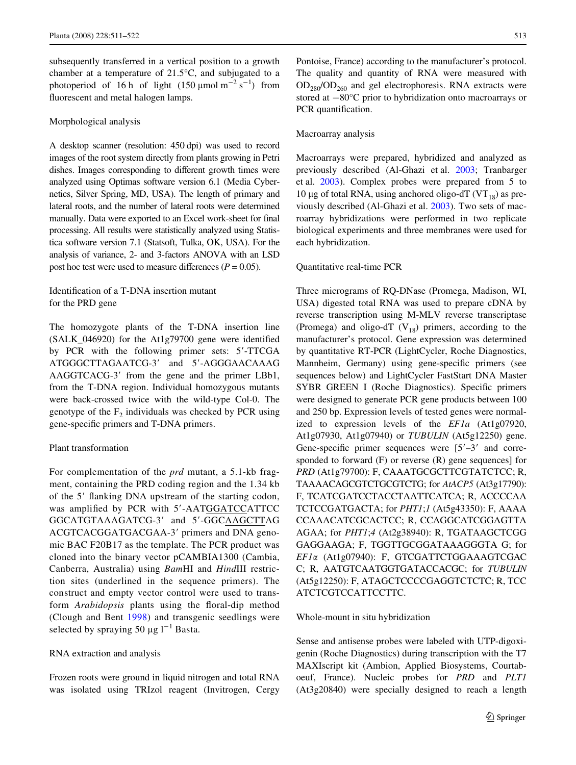subsequently transferred in a vertical position to a growth chamber at a temperature of 21.5°C, and subjugated to a photoperiod of 16 h of light (150 μmol $m^{-2}$ $s^{-1}$) from fluorescent and metal halogen lamps.

## Morphological analysis

A desktop scanner (resolution: 450 dpi) was used to record images of the root system directly from plants growing in Petri dishes. Images corresponding to different growth times were analyzed using Optimas software version 6.1 (Media Cybernetics, Silver Spring, MD, USA). The length of primary and lateral roots, and the number of lateral roots were determined manually. Data were exported to an Excel work-sheet for final processing. All results were statistically analyzed using Statistica software version 7.1 (Statsoft, Tulka, OK, USA). For the analysis of variance, 2- and 3-factors ANOVA with an LSD post hoc test were used to measure differences ($P = 0.05$).

## Identification of a T-DNA insertion mutant for the PRD gene

The homozygote plants of the T-DNA insertion line (SALK_046920) for the At1g79700 gene were identified by PCR with the following primer sets: 5′-TTCGAATGGGCTTAGAATCG-3′ and 5′-AGGGAACAAAGAAGGTCACG-3′ from the gene and the primer LBb1, from the T-DNA region. Individual homozygous mutants were back-crossed twice with the wild-type Col-0. The genotype of the $F_2$ individuals was checked by PCR using gene-specific primers and T-DNA primers.

## Plant transformation

For complementation of the *prd* mutant, a 5.1-kb fragment, containing the PRD coding region and the 1.34 kb of the 5′ flanking DNA upstream of the starting codon, was amplified by PCR with 5′-AATGGATCCATTCCGGCATGTAAAGATCG-3′ and 5′-GGCAAGCTTAGACGTCACGGATGACGAA-3′ primers and DNA genomic BAC F20B17 as the template. The PCR product was cloned into the binary vector pCAMBIA1300 (Cambia, Canberra, Australia) using *Bam*HI and *Hin*dIII restriction sites (underlined in the sequence primers). The construct and empty vector control were used to transform *Arabidopsis* plants using the floral-dip method (Clough and Bent 1998) and transgenic seedlings were selected by spraying 50 μg $l^{-1}$ Basta.

## RNA extraction and analysis

Frozen roots were ground in liquid nitrogen and total RNA was isolated using TRIzol reagent (Invitrogen, Cergy Pontoise, France) according to the manufacturer's protocol. The quality and quantity of RNA were measured with $OD_{280}/OD_{260}$ and gel electrophoresis. RNA extracts were stored at −80°C prior to hybridization onto macroarrays or PCR quantification.

## Macroarray analysis

Macroarrays were prepared, hybridized and analyzed as previously described (Al-Ghazi et al. 2003; Tranbarger et al. 2003). Complex probes were prepared from 5 to 10 μg of total RNA, using anchored oligo-dT ($VT_{18}$) as previously described (Al-Ghazi et al. 2003). Two sets of macroarray hybridizations were performed in two replicate biological experiments and three membranes were used for each hybridization.

## Quantitative real-time PCR

Three micrograms of RQ-DNase (Promega, Madison, WI, USA) digested total RNA was used to prepare cDNA by reverse transcription using M-MLV reverse transcriptase (Promega) and oligo-dT ($V_{18}$) primers, according to the manufacturer's protocol. Gene expression was determined by quantitative RT-PCR (LightCycler, Roche Diagnostics, Mannheim, Germany) using gene-specific primers (see sequences below) and LightCycler FastStart DNA Master SYBR GREEN I (Roche Diagnostics). Specific primers were designed to generate PCR gene products between 100 and 250 bp. Expression levels of tested genes were normalized to expression levels of the *EF1a* (At1g07920, At1g07930, At1g07940) or *TUBULIN* (At5g12250) gene. Gene-specific primer sequences were [5′–3′ and corresponded to forward (F) or reverse (R) gene sequences] for *PRD* (At1g79700): F, CAAATGCGCTTCGTATCTCC; R, TAAAACAGCGTCTGCGTCTG; for *AtACP5* (At3g17790): F, TCATCGATCCTACCTAATTCATCA; R, ACCCCAATCTCCGATGACTA; for *PHT1;1* (At5g43350): F, AAAACCAAACATCGCACTCC; R, CCAGGCATCGGAGTTAAGAA; for *PHT1;4* (At2g38940): R, TGATAAGCTCGGGAGGAAGA; F, TGGTTGCGGATAAAGGGTA G; for *EF1α* (At1g07940): F, GTCGATTCTGGAAAGTCGACC; R, AATGTCAATGGTGATACCACGC; for *TUBULIN* (At5g12250): F, ATAGCTCCCCGAGGTCTCTC; R, TCCATCTCGTCCATTCCTTC.

## Whole-mount in situ hybridization

Sense and antisense probes were labeled with UTP-digoxigenin (Roche Diagnostics) during transcription with the T7 MAXIscript kit (Ambion, Applied Biosystems, Courtaboeuf, France). Nucleic probes for *PRD* and *PLT1* (At3g20840) were specially designed to reach a length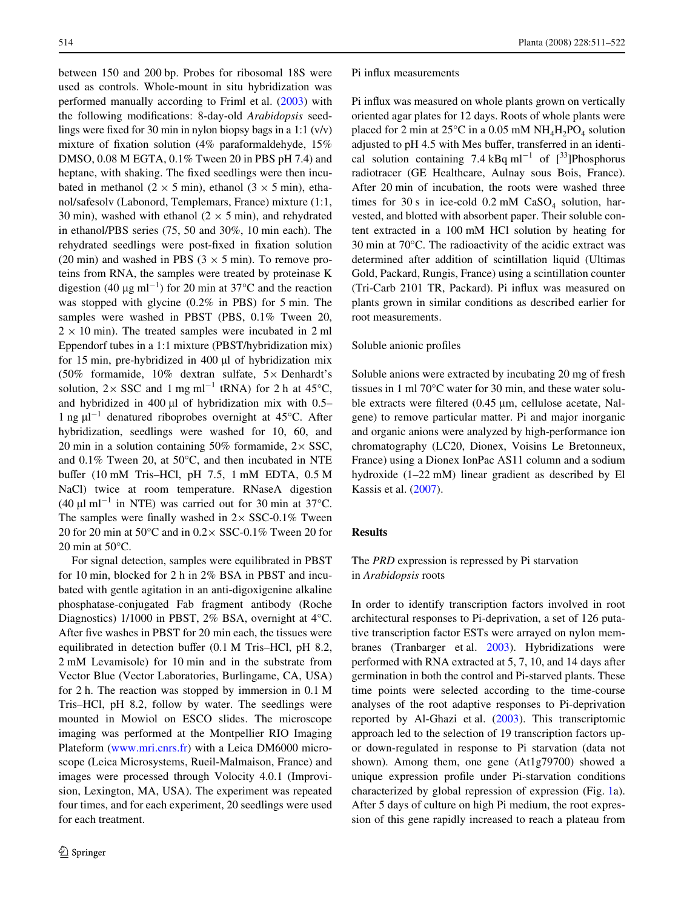between 150 and 200 bp. Probes for ribosomal 18S were used as controls. Whole-mount in situ hybridization was performed manually according to Friml et al. (2003) with the following modifications: 8-day-old *Arabidopsis* seedlings were fixed for 30 min in nylon biopsy bags in a 1:1 (v/v) mixture of fixation solution (4% paraformaldehyde, 15% DMSO, 0.08 M EGTA, 0.1% Tween 20 in PBS pH 7.4) and heptane, with shaking. The fixed seedlings were then incubated in methanol (2 × 5 min), ethanol (3 × 5 min), ethanol/safesolv (Labonord, Templemars, France) mixture (1:1, 30 min), washed with ethanol (2 × 5 min), and rehydrated in ethanol/PBS series (75, 50 and 30%, 10 min each). The rehydrated seedlings were post-fixed in fixation solution (20 min) and washed in PBS (3 × 5 min). To remove proteins from RNA, the samples were treated by proteinase K digestion (40 μg $ml^{-1}$) for 20 min at 37°C and the reaction was stopped with glycine (0.2% in PBS) for 5 min. The samples were washed in PBST (PBS, 0.1% Tween 20, 2 × 10 min). The treated samples were incubated in 2 ml Eppendorf tubes in a 1:1 mixture (PBST/hybridization mix) for 15 min, pre-hybridized in 400 μl of hybridization mix (50% formamide, 10% dextran sulfate, 5× Denhardt's solution, 2× SSC and 1 mg $ml^{-1}$ tRNA) for 2 h at 45°C, and hybridized in 400 μl of hybridization mix with 0.5–1 ng $\mu l^{-1}$ denatured riboprobes overnight at 45°C. After hybridization, seedlings were washed for 10, 60, and 20 min in a solution containing 50% formamide, 2× SSC, and 0.1% Tween 20, at 50°C, and then incubated in NTE buffer (10 mM Tris–HCl, pH 7.5, 1 mM EDTA, 0.5 M NaCl) twice at room temperature. RNaseA digestion (40 μl $ml^{-1}$ in NTE) was carried out for 30 min at 37°C. The samples were finally washed in 2× SSC-0.1% Tween 20 for 20 min at 50°C and in 0.2× SSC-0.1% Tween 20 for 20 min at 50°C.

For signal detection, samples were equilibrated in PBST for 10 min, blocked for 2 h in 2% BSA in PBST and incubated with gentle agitation in an anti-digoxigenine alkaline phosphatase-conjugated Fab fragment antibody (Roche Diagnostics) 1/1000 in PBST, 2% BSA, overnight at 4°C. After five washes in PBST for 20 min each, the tissues were equilibrated in detection buffer (0.1 M Tris–HCl, pH 8.2, 2 mM Levamisole) for 10 min and in the substrate from Vector Blue (Vector Laboratories, Burlingame, CA, USA) for 2 h. The reaction was stopped by immersion in 0.1 M Tris–HCl, pH 8.2, follow by water. The seedlings were mounted in Mowiol on ESCO slides. The microscope imaging was performed at the Montpellier RIO Imaging Plateform (www.mri.cnrs.fr) with a Leica DM6000 microscope (Leica Microsystems, Rueil-Malmaison, France) and images were processed through Volocity 4.0.1 (Improvision, Lexington, MA, USA). The experiment was repeated four times, and for each experiment, 20 seedlings were used for each treatment.

### Pi influx measurements

Pi influx was measured on whole plants grown on vertically oriented agar plates for 12 days. Roots of whole plants were placed for 2 min at 25°C in a 0.05 mM $NH_4H_2PO_4$ solution adjusted to pH 4.5 with Mes buffer, transferred in an identical solution containing 7.4 kBq $ml^{-1}$ of [$^{33}$]Phosphorus radiotracer (GE Healthcare, Aulnay sous Bois, France). After 20 min of incubation, the roots were washed three times for 30 s in ice-cold 0.2 mM $CaSO_4$ solution, harvested, and blotted with absorbent paper. Their soluble content extracted in a 100 mM HCl solution by heating for 30 min at 70°C. The radioactivity of the acidic extract was determined after addition of scintillation liquid (Ultimas Gold, Packard, Rungis, France) using a scintillation counter (Tri-Carb 2101 TR, Packard). Pi influx was measured on plants grown in similar conditions as described earlier for root measurements.

### Soluble anionic profiles

Soluble anions were extracted by incubating 20 mg of fresh tissues in 1 ml 70°C water for 30 min, and these water soluble extracts were filtered (0.45 μm, cellulose acetate, Nalgene) to remove particular matter. Pi and major inorganic and organic anions were analyzed by high-performance ion chromatography (LC20, Dionex, Voisins Le Bretonneux, France) using a Dionex IonPac AS11 column and a sodium hydroxide (1–22 mM) linear gradient as described by El Kassis et al. (2007).

## Results

### The *PRD* expression is repressed by Pi starvation in *Arabidopsis* roots

In order to identify transcription factors involved in root architectural responses to Pi-deprivation, a set of 126 putative transcription factor ESTs were arrayed on nylon membranes (Tranbarger et al. 2003). Hybridizations were performed with RNA extracted at 5, 7, 10, and 14 days after germination in both the control and Pi-starved plants. These time points were selected according to the time-course analyses of the root adaptive responses to Pi-deprivation reported by Al-Ghazi et al. (2003). This transcriptomic approach led to the selection of 19 transcription factors up- or down-regulated in response to Pi starvation (data not shown). Among them, one gene (At1g79700) showed a unique expression profile under Pi-starvation conditions characterized by global repression of expression (Fig. 1a). After 5 days of culture on high Pi medium, the root expression of this gene rapidly increased to reach a plateau from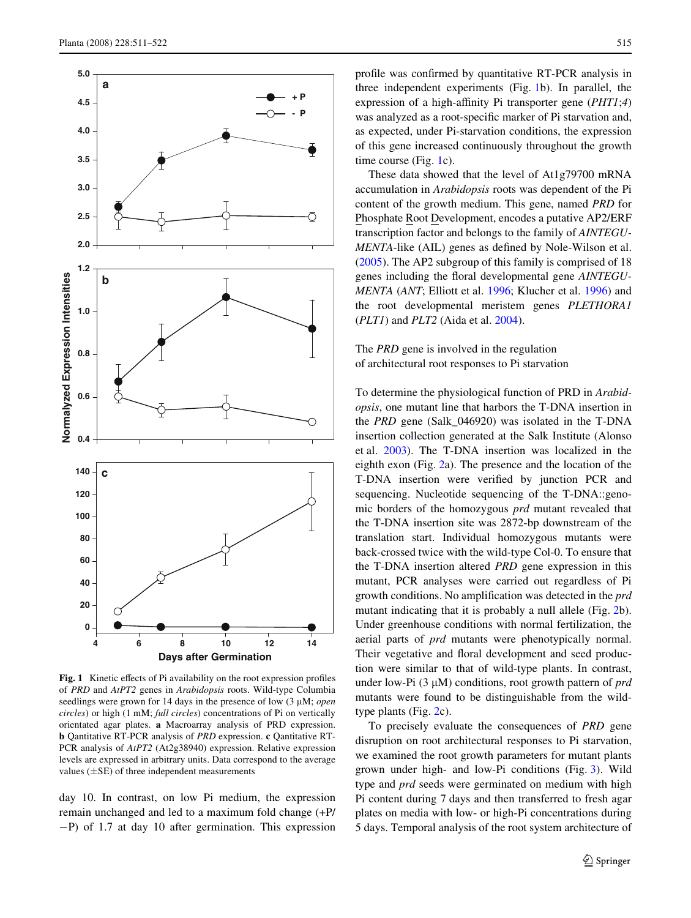**Fig. 1** Kinetic effects of Pi availability on the root expression profiles of *PRD* and *AtPT2* genes in *Arabidopsis* roots. Wild-type Columbia seedlings were grown for 14 days in the presence of low (3 μM; *open circles*) or high (1 mM; *full circles*) concentrations of Pi on vertically orientated agar plates. **a** Macroarray analysis of PRD expression. **b** Qantitative RT-PCR analysis of *PRD* expression. **c** Quantitative RT-PCR analysis of *AtPT2* (At2g38940) expression. Relative expression levels are expressed in arbitrary units. Data correspond to the average values (±SE) of three independent measurements

day 10. In contrast, on low Pi medium, the expression remain unchanged and led to a maximum fold change (+P/−P) of 1.7 at day 10 after germination. This expression profile was confirmed by quantitative RT-PCR analysis in three independent experiments (Fig. 1b). In parallel, the expression of a high-affinity Pi transporter gene (*PHT1;4*) was analyzed as a root-specific marker of Pi starvation and, as expected, under Pi-starvation conditions, the expression of this gene increased continuously throughout the growth time course (Fig. 1c).

These data showed that the level of At1g79700 mRNA accumulation in *Arabidopsis* roots was dependent of the Pi content of the growth medium. This gene, named *PRD* for Phosphate Root Development, encodes a putative AP2/ERF transcription factor and belongs to the family of *AINTEGUMENTA*-like (AIL) genes as defined by Nole-Wilson et al. (2005). The AP2 subgroup of this family is comprised of 18 genes including the floral developmental gene *AINTEGUMENTA* (*ANT*; Elliott et al. 1996; Klucher et al. 1996) and the root developmental meristem genes *PLETHORA1* (*PLT1*) and *PLT2* (Aida et al. 2004).

## The *PRD* gene is involved in the regulation of architectural root responses to Pi starvation

To determine the physiological function of PRD in *Arabidopsis*, one mutant line that harbors the T-DNA insertion in the *PRD* gene (Salk_046920) was isolated in the T-DNA insertion collection generated at the Salk Institute (Alonso et al. 2003). The T-DNA insertion was localized in the eighth exon (Fig. 2a). The presence and the location of the T-DNA insertion were verified by junction PCR and sequencing. Nucleotide sequencing of the T-DNA::genomic borders of the homozygous *prd* mutant revealed that the T-DNA insertion site was 2872-bp downstream of the translation start. Individual homozygous mutants were back-crossed twice with the wild-type Col-0. To ensure that the T-DNA insertion altered *PRD* gene expression in this mutant, PCR analyses were carried out regardless of Pi growth conditions. No amplification was detected in the *prd* mutant indicating that it is probably a null allele (Fig. 2b). Under greenhouse conditions with normal fertilization, the aerial parts of *prd* mutants were phenotypically normal. Their vegetative and floral development and seed production were similar to that of wild-type plants. In contrast, under low-Pi (3 μM) conditions, root growth pattern of *prd* mutants were found to be distinguishable from the wild-type plants (Fig. 2c).

To precisely evaluate the consequences of *PRD* gene disruption on root architectural responses to Pi starvation, we examined the root growth parameters for mutant plants grown under high- and low-Pi conditions (Fig. 3). Wild type and *prd* seeds were germinated on medium with high Pi content during 7 days and then transferred to fresh agar plates on media with low- or high-Pi concentrations during 5 days. Temporal analysis of the root system architecture of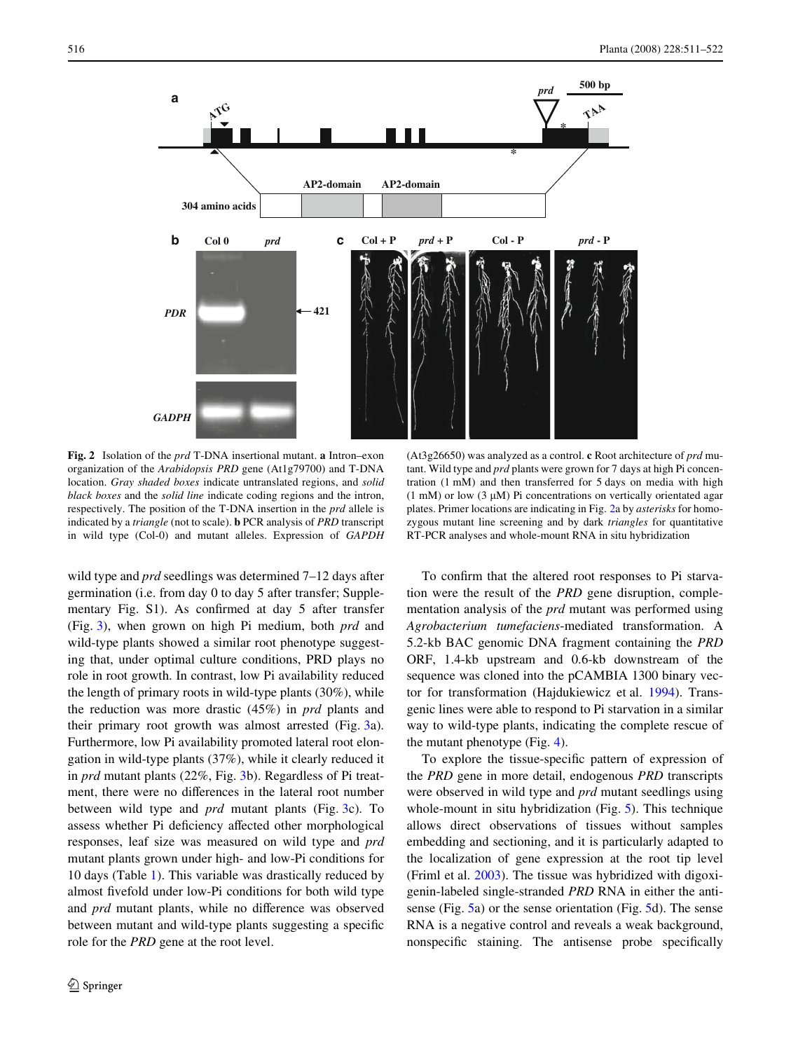Fig. 2 Isolation of the *prd* T-DNA insertional mutant. **a** Intron–exon organization of the *Arabidopsis PRD* gene (At1g79700) and T-DNA location. *Gray shaded boxes* indicate untranslated regions, and *solid black boxes* and the *solid line* indicate coding regions and the intron, respectively. The position of the T-DNA insertion in the *prd* allele is indicated by a *triangle* (not to scale). **b** PCR analysis of *PRD* transcript in wild type (Col-0) and mutant alleles. Expression of *GAPDH* (At3g26650) was analyzed as a control. **c** Root architecture of *prd* mutant. Wild type and *prd* plants were grown for 7 days at high Pi concentration (1 mM) and then transferred for 5 days on media with high (1 mM) or low (3 μM) Pi concentrations on vertically orientated agar plates. Primer locations are indicating in Fig. 2a by *asterisks* for homozygous mutant line screening and by dark *triangles* for quantitative RT-PCR analyses and whole-mount RNA in situ hybridization

wild type and *prd* seedlings was determined 7–12 days after germination (i.e. from day 0 to day 5 after transfer; Supplementary Fig. S1). As confirmed at day 5 after transfer (Fig. 3), when grown on high Pi medium, both *prd* and wild-type plants showed a similar root phenotype suggesting that, under optimal culture conditions, PRD plays no role in root growth. In contrast, low Pi availability reduced the length of primary roots in wild-type plants (30%), while the reduction was more drastic (45%) in *prd* plants and their primary root growth was almost arrested (Fig. 3a). Furthermore, low Pi availability promoted lateral root elongation in wild-type plants (37%), while it clearly reduced it in *prd* mutant plants (22%, Fig. 3b). Regardless of Pi treatment, there were no differences in the lateral root number between wild type and *prd* mutant plants (Fig. 3c). To assess whether Pi deficiency affected other morphological responses, leaf size was measured on wild type and *prd* mutant plants grown under high- and low-Pi conditions for 10 days (Table 1). This variable was drastically reduced by almost fivefold under low-Pi conditions for both wild type and *prd* mutant plants, while no difference was observed between mutant and wild-type plants suggesting a specific role for the *PRD* gene at the root level.

To confirm that the altered root responses to Pi starvation were the result of the *PRD* gene disruption, complementation analysis of the *prd* mutant was performed using *Agrobacterium tumefaciens*-mediated transformation. A 5.2-kb BAC genomic DNA fragment containing the *PRD* ORF, 1.4-kb upstream and 0.6-kb downstream of the sequence was cloned into the pCAMBIA 1300 binary vector for transformation (Hajdukiewicz et al. 1994). Transgenic lines were able to respond to Pi starvation in a similar way to wild-type plants, indicating the complete rescue of the mutant phenotype (Fig. 4).

To explore the tissue-specific pattern of expression of the *PRD* gene in more detail, endogenous *PRD* transcripts were observed in wild type and *prd* mutant seedlings using whole-mount in situ hybridization (Fig. 5). This technique allows direct observations of tissues without samples embedding and sectioning, and it is particularly adapted to the localization of gene expression at the root tip level (Friml et al. 2003). The tissue was hybridized with digoxigenin-labeled single-stranded *PRD* RNA in either the antisense (Fig. 5a) or the sense orientation (Fig. 5d). The sense RNA is a negative control and reveals a weak background, nonspecific staining. The antisense probe specifically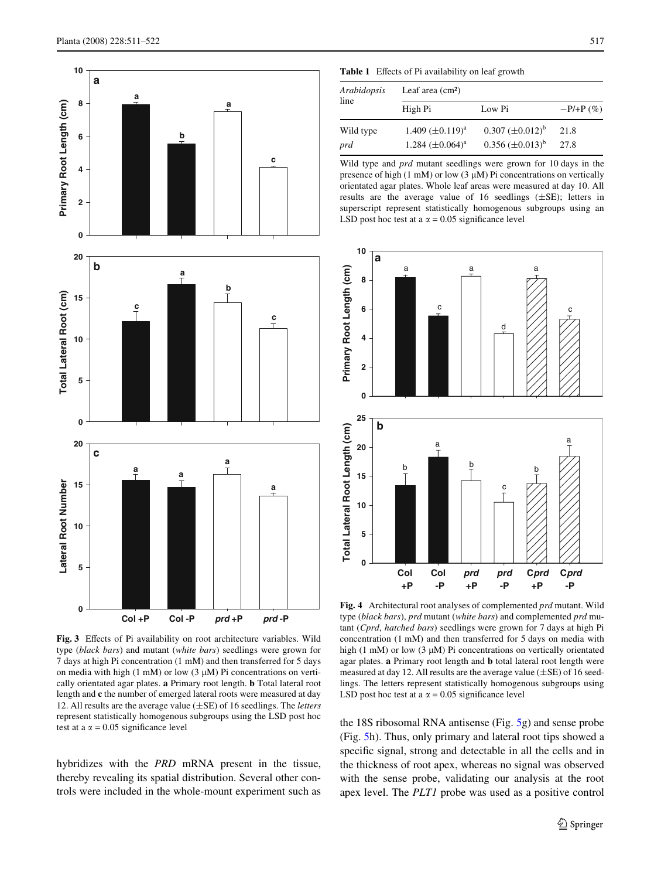**Fig. 3** Effects of Pi availability on root architecture variables. Wild type (*black bars*) and mutant (*white bars*) seedlings were grown for 7 days at high Pi concentration (1 mM) and then transferred for 5 days on media with high (1 mM) or low (3 μM) Pi concentrations on vertically orientated agar plates. **a** Primary root length. **b** Total lateral root length and **c** the number of emerged lateral roots were measured at day 12. All results are the average value (±SE) of 16 seedlings. The *letters* represent statistically homogenous subgroups using the LSD post hoc test at a α = 0.05 significance level

hybridizes with the *PRD* mRNA present in the tissue, thereby revealing its spatial distribution. Several other controls were included in the whole-mount experiment such as

**Table 1** Effects of Pi availability on leaf growth

| *Arabidopsis* line | Leaf area (cm²) | | |
|---|---|---|---|
| | High Pi | Low Pi | −P/+P (%) |
| Wild type | 1.409 (±0.119)[a] | 0.307 (±0.012)[b] | 21.8 |
| *prd* | 1.284 (±0.064)[a] | 0.356 (±0.013)[b] | 27.8 |

Wild type and *prd* mutant seedlings were grown for 10 days in the presence of high (1 mM) or low (3 μM) Pi concentrations on vertically orientated agar plates. Whole leaf areas were measured at day 10. All results are the average value of 16 seedlings (±SE); letters in superscript represent statistically homogenous subgroups using an LSD post hoc test at a α = 0.05 significance level

**Fig. 4** Architectural root analyses of complemented *prd* mutant. Wild type (*black bars*), *prd* mutant (*white bars*) and complemented *prd* mutant (*Cprd*, *hatched bars*) seedlings were grown for 7 days at high Pi concentration (1 mM) and then transferred for 5 days on media with high (1 mM) or low (3 μM) Pi concentrations on vertically orientated agar plates. **a** Primary root length and **b** total lateral root length were measured at day 12. All results are the average value (±SE) of 16 seedlings. The letters represent statistically homogenous subgroups using LSD post hoc test at a α = 0.05 significance level

the 18S ribosomal RNA antisense (Fig. 5g) and sense probe (Fig. 5h). Thus, only primary and lateral root tips showed a specific signal, strong and detectable in all the cells and in the thickness of root apex, whereas no signal was observed with the sense probe, validating our analysis at the root apex level. The *PLT1* probe was used as a positive control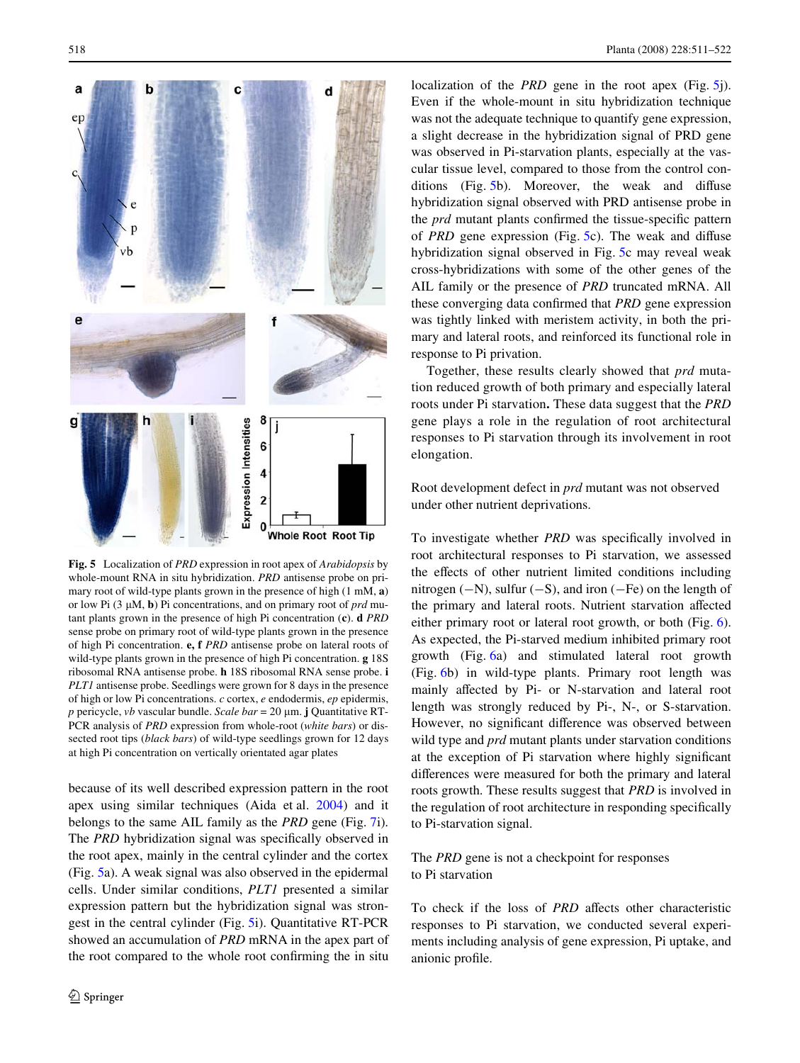**Fig. 5** Localization of *PRD* expression in root apex of *Arabidopsis* by whole-mount RNA in situ hybridization. *PRD* antisense probe on primary root of wild-type plants grown in the presence of high (1 mM, **a**) or low Pi (3 μM, **b**) Pi concentrations, and on primary root of *prd* mutant plants grown in the presence of high Pi concentration (**c**). **d** *PRD* sense probe on primary root of wild-type plants grown in the presence of high Pi concentration. **e, f** *PRD* antisense probe on lateral roots of wild-type plants grown in the presence of high Pi concentration. **g** 18S ribosomal RNA antisense probe. **h** 18S ribosomal RNA sense probe. **i** *PLT1* antisense probe. Seedlings were grown for 8 days in the presence of high or low Pi concentrations. *c* cortex, *e* endodermis, *ep* epidermis, *p* pericycle, *vb* vascular bundle. *Scale bar* = 20 μm. **j** Quantitative RT-PCR analysis of *PRD* expression from whole-root (*white bars*) or dissected root tips (*black bars*) of wild-type seedlings grown for 12 days at high Pi concentration on vertically orientated agar plates

because of its well described expression pattern in the root apex using similar techniques (Aida et al. 2004) and it belongs to the same AIL family as the *PRD* gene (Fig. 7i). The *PRD* hybridization signal was specifically observed in the root apex, mainly in the central cylinder and the cortex (Fig. 5a). A weak signal was also observed in the epidermal cells. Under similar conditions, *PLT1* presented a similar expression pattern but the hybridization signal was strongest in the central cylinder (Fig. 5i). Quantitative RT-PCR showed an accumulation of *PRD* mRNA in the apex part of the root compared to the whole root confirming the in situ localization of the *PRD* gene in the root apex (Fig. 5j). Even if the whole-mount in situ hybridization technique was not the adequate technique to quantify gene expression, a slight decrease in the hybridization signal of PRD gene was observed in Pi-starvation plants, especially at the vascular tissue level, compared to those from the control conditions (Fig. 5b). Moreover, the weak and diffuse hybridization signal observed with PRD antisense probe in the *prd* mutant plants confirmed the tissue-specific pattern of *PRD* gene expression (Fig. 5c). The weak and diffuse hybridization signal observed in Fig. 5c may reveal weak cross-hybridizations with some of the other genes of the AIL family or the presence of *PRD* truncated mRNA. All these converging data confirmed that *PRD* gene expression was tightly linked with meristem activity, in both the primary and lateral roots, and reinforced its functional role in response to Pi privation.

Together, these results clearly showed that *prd* mutation reduced growth of both primary and especially lateral roots under Pi starvation**.** These data suggest that the *PRD* gene plays a role in the regulation of root architectural responses to Pi starvation through its involvement in root elongation.

### Root development defect in *prd* mutant was not observed under other nutrient deprivations.

To investigate whether *PRD* was specifically involved in root architectural responses to Pi starvation, we assessed the effects of other nutrient limited conditions including nitrogen (−N), sulfur (−S), and iron (−Fe) on the length of the primary and lateral roots. Nutrient starvation affected either primary root or lateral root growth, or both (Fig. 6). As expected, the Pi-starved medium inhibited primary root growth (Fig. 6a) and stimulated lateral root growth (Fig. 6b) in wild-type plants. Primary root length was mainly affected by Pi- or N-starvation and lateral root length was strongly reduced by Pi-, N-, or S-starvation. However, no significant difference was observed between wild type and *prd* mutant plants under starvation conditions at the exception of Pi starvation where highly significant differences were measured for both the primary and lateral roots growth. These results suggest that *PRD* is involved in the regulation of root architecture in responding specifically to Pi-starvation signal.

### The *PRD* gene is not a checkpoint for responses to Pi starvation

To check if the loss of *PRD* affects other characteristic responses to Pi starvation, we conducted several experiments including analysis of gene expression, Pi uptake, and anionic profile.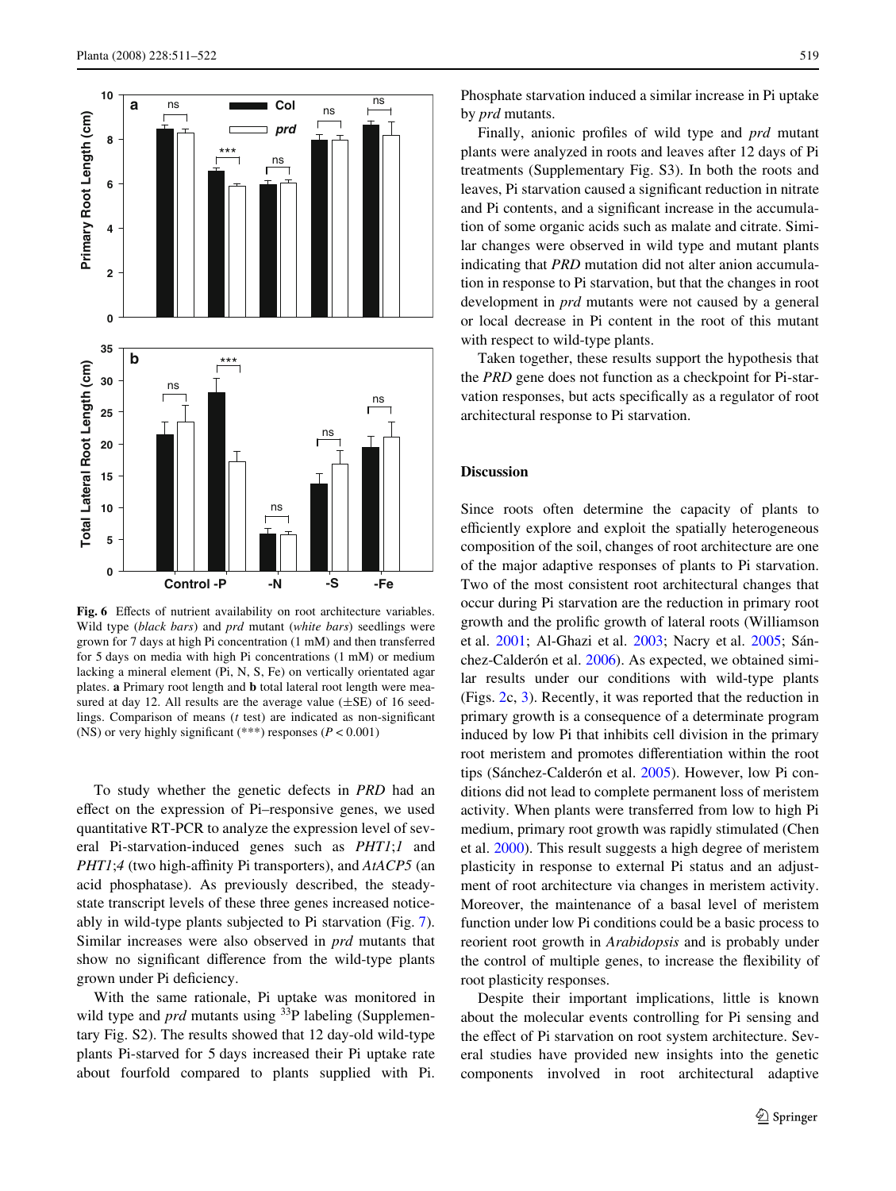**Fig. 6** Effects of nutrient availability on root architecture variables. Wild type (*black bars*) and *prd* mutant (*white bars*) seedlings were grown for 7 days at high Pi concentration (1 mM) and then transferred for 5 days on media with high Pi concentrations (1 mM) or medium lacking a mineral element (Pi, N, S, Fe) on vertically orientated agar plates. **a** Primary root length and **b** total lateral root length were measured at day 12. All results are the average value (±SE) of 16 seedlings. Comparison of means (*t* test) are indicated as non-significant (NS) or very highly significant (***) responses ($P < 0.001$)

To study whether the genetic defects in *PRD* had an effect on the expression of Pi–responsive genes, we used quantitative RT-PCR to analyze the expression level of several Pi-starvation-induced genes such as *PHT1;1* and *PHT1;4* (two high-affinity Pi transporters), and *AtACP5* (an acid phosphatase). As previously described, the steady-state transcript levels of these three genes increased noticeably in wild-type plants subjected to Pi starvation (Fig. 7). Similar increases were also observed in *prd* mutants that show no significant difference from the wild-type plants grown under Pi deficiency.

With the same rationale, Pi uptake was monitored in wild type and *prd* mutants using $^{33}$P labeling (Supplementary Fig. S2). The results showed that 12 day-old wild-type plants Pi-starved for 5 days increased their Pi uptake rate about fourfold compared to plants supplied with Pi. Phosphate starvation induced a similar increase in Pi uptake by *prd* mutants.

Finally, anionic profiles of wild type and *prd* mutant plants were analyzed in roots and leaves after 12 days of Pi treatments (Supplementary Fig. S3). In both the roots and leaves, Pi starvation caused a significant reduction in nitrate and Pi contents, and a significant increase in the accumulation of some organic acids such as malate and citrate. Similar changes were observed in wild type and mutant plants indicating that *PRD* mutation did not alter anion accumulation in response to Pi starvation, but that the changes in root development in *prd* mutants were not caused by a general or local decrease in Pi content in the root of this mutant with respect to wild-type plants.

Taken together, these results support the hypothesis that the *PRD* gene does not function as a checkpoint for Pi-starvation responses, but acts specifically as a regulator of root architectural response to Pi starvation.

## Discussion

Since roots often determine the capacity of plants to efficiently explore and exploit the spatially heterogeneous composition of the soil, changes of root architecture are one of the major adaptive responses of plants to Pi starvation. Two of the most consistent root architectural changes that occur during Pi starvation are the reduction in primary root growth and the prolific growth of lateral roots (Williamson et al. 2001; Al-Ghazi et al. 2003; Nacry et al. 2005; Sánchez-Calderón et al. 2006). As expected, we obtained similar results under our conditions with wild-type plants (Figs. 2c, 3). Recently, it was reported that the reduction in primary growth is a consequence of a determinate program induced by low Pi that inhibits cell division in the primary root meristem and promotes differentiation within the root tips (Sánchez-Calderón et al. 2005). However, low Pi conditions did not lead to complete permanent loss of meristem activity. When plants were transferred from low to high Pi medium, primary root growth was rapidly stimulated (Chen et al. 2000). This result suggests a high degree of meristem plasticity in response to external Pi status and an adjustment of root architecture via changes in meristem activity. Moreover, the maintenance of a basal level of meristem function under low Pi conditions could be a basic process to reorient root growth in *Arabidopsis* and is probably under the control of multiple genes, to increase the flexibility of root plasticity responses.

Despite their important implications, little is known about the molecular events controlling for Pi sensing and the effect of Pi starvation on root system architecture. Several studies have provided new insights into the genetic components involved in root architectural adaptive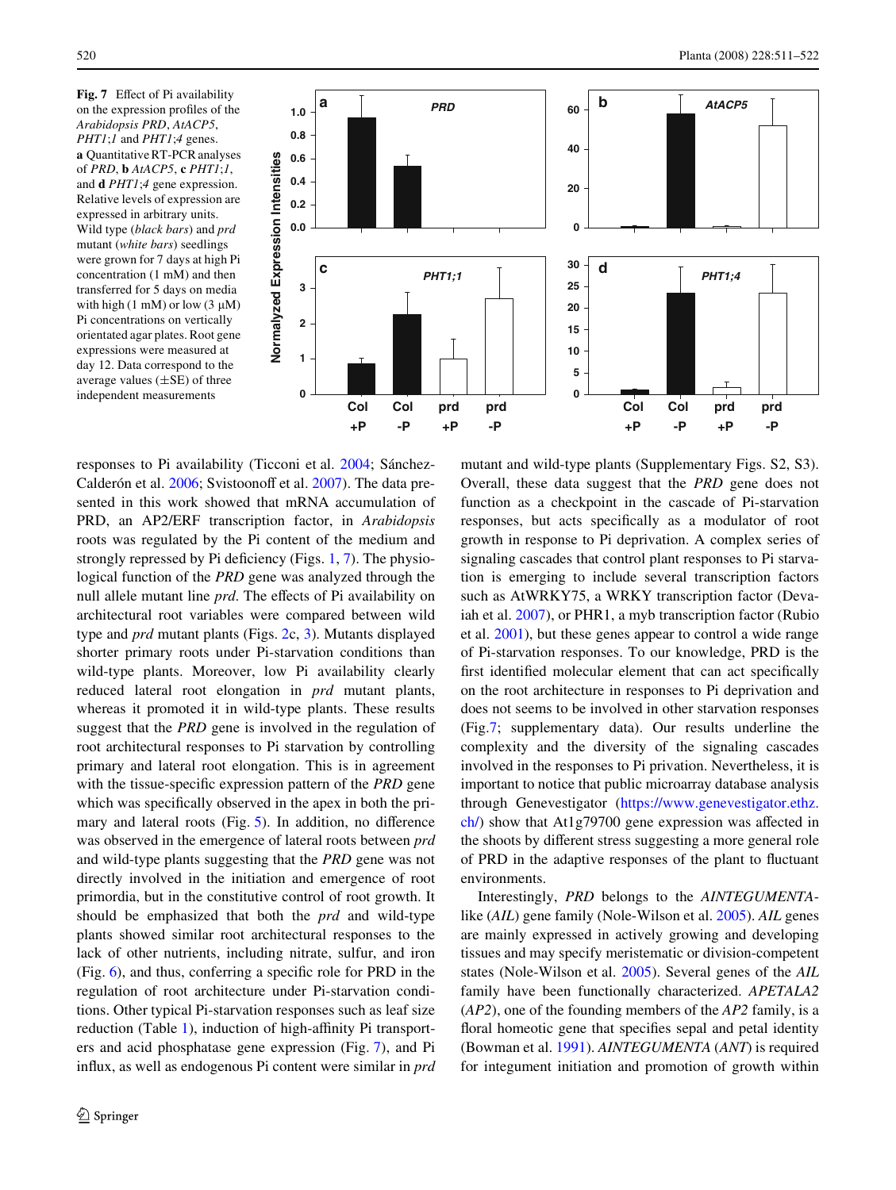**Fig. 7** Effect of Pi availability on the expression profiles of the *Arabidopsis PRD*, *AtACP5*, *PHT1;1* and *PHT1;4* genes. **a** Quantitative RT-PCR analyses of *PRD*, **b** *AtACP5*, **c** *PHT1;1*, and **d** *PHT1;4* gene expression. Relative levels of expression are expressed in arbitrary units. Wild type (*black bars*) and *prd* mutant (*white bars*) seedlings were grown for 7 days at high Pi concentration (1 mM) and then transferred for 5 days on media with high (1 mM) or low (3 μM) Pi concentrations on vertically orientated agar plates. Root gene expressions were measured at day 12. Data correspond to the average values (±SE) of three independent measurements

responses to Pi availability (Ticconi et al. 2004; Sánchez-Calderón et al. 2006; Svistoonoff et al. 2007). The data presented in this work showed that mRNA accumulation of PRD, an AP2/ERF transcription factor, in *Arabidopsis* roots was regulated by the Pi content of the medium and strongly repressed by Pi deficiency (Figs. 1, 7). The physiological function of the *PRD* gene was analyzed through the null allele mutant line *prd*. The effects of Pi availability on architectural root variables were compared between wild type and *prd* mutant plants (Figs. 2c, 3). Mutants displayed shorter primary roots under Pi-starvation conditions than wild-type plants. Moreover, low Pi availability clearly reduced lateral root elongation in *prd* mutant plants, whereas it promoted it in wild-type plants. These results suggest that the *PRD* gene is involved in the regulation of root architectural responses to Pi starvation by controlling primary and lateral root elongation. This is in agreement with the tissue-specific expression pattern of the *PRD* gene which was specifically observed in the apex in both the primary and lateral roots (Fig. 5). In addition, no difference was observed in the emergence of lateral roots between *prd* and wild-type plants suggesting that the *PRD* gene was not directly involved in the initiation and emergence of root primordia, but in the constitutive control of root growth. It should be emphasized that both the *prd* and wild-type plants showed similar root architectural responses to the lack of other nutrients, including nitrate, sulfur, and iron (Fig. 6), and thus, conferring a specific role for PRD in the regulation of root architecture under Pi-starvation conditions. Other typical Pi-starvation responses such as leaf size reduction (Table 1), induction of high-affinity Pi transporters and acid phosphatase gene expression (Fig. 7), and Pi influx, as well as endogenous Pi content were similar in *prd* mutant and wild-type plants (Supplementary Figs. S2, S3). Overall, these data suggest that the *PRD* gene does not function as a checkpoint in the cascade of Pi-starvation responses, but acts specifically as a modulator of root growth in response to Pi deprivation. A complex series of signaling cascades that control plant responses to Pi starvation is emerging to include several transcription factors such as AtWRKY75, a WRKY transcription factor (Devaiah et al. 2007), or PHR1, a myb transcription factor (Rubio et al. 2001), but these genes appear to control a wide range of Pi-starvation responses. To our knowledge, PRD is the first identified molecular element that can act specifically on the root architecture in responses to Pi deprivation and does not seems to be involved in other starvation responses (Fig.7; supplementary data). Our results underline the complexity and the diversity of the signaling cascades involved in the responses to Pi privation. Nevertheless, it is important to notice that public microarray database analysis through Genevestigator (https://www.genevestigator.ethz.ch/) show that At1g79700 gene expression was affected in the shoots by different stress suggesting a more general role of PRD in the adaptive responses of the plant to fluctuant environments.

Interestingly, *PRD* belongs to the *AINTEGUMENTA*-like (*AIL*) gene family (Nole-Wilson et al. 2005). *AIL* genes are mainly expressed in actively growing and developing tissues and may specify meristematic or division-competent states (Nole-Wilson et al. 2005). Several genes of the *AIL* family have been functionally characterized. *APETALA2* (*AP2*), one of the founding members of the *AP2* family, is a floral homeotic gene that specifies sepal and petal identity (Bowman et al. 1991). *AINTEGUMENTA* (*ANT*) is required for integument initiation and promotion of growth within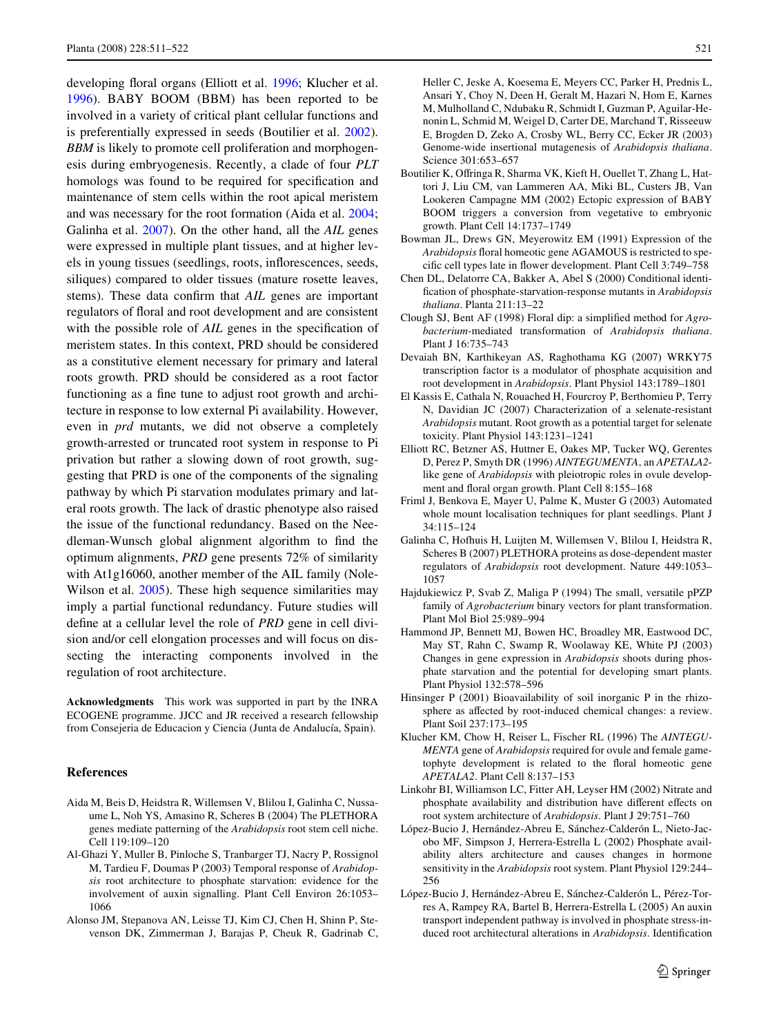developing floral organs (Elliott et al. 1996; Klucher et al. 1996). BABY BOOM (BBM) has been reported to be involved in a variety of critical plant cellular functions and is preferentially expressed in seeds (Boutilier et al. 2002). *BBM* is likely to promote cell proliferation and morphogenesis during embryogenesis. Recently, a clade of four *PLT* homologs was found to be required for specification and maintenance of stem cells within the root apical meristem and was necessary for the root formation (Aida et al. 2004; Galinha et al. 2007). On the other hand, all the *AIL* genes were expressed in multiple plant tissues, and at higher levels in young tissues (seedlings, roots, inflorescences, seeds, siliques) compared to older tissues (mature rosette leaves, stems). These data confirm that *AIL* genes are important regulators of floral and root development and are consistent with the possible role of *AIL* genes in the specification of meristem states. In this context, PRD should be considered as a constitutive element necessary for primary and lateral roots growth. PRD should be considered as a root factor functioning as a fine tune to adjust root growth and architecture in response to low external Pi availability. However, even in *prd* mutants, we did not observe a completely growth-arrested or truncated root system in response to Pi privation but rather a slowing down of root growth, suggesting that PRD is one of the components of the signaling pathway by which Pi starvation modulates primary and lateral roots growth. The lack of drastic phenotype also raised the issue of the functional redundancy. Based on the Needleman-Wunsch global alignment algorithm to find the optimum alignments, *PRD* gene presents 72% of similarity with At1g16060, another member of the AIL family (Nole-Wilson et al. 2005). These high sequence similarities may imply a partial functional redundancy. Future studies will define at a cellular level the role of *PRD* gene in cell division and/or cell elongation processes and will focus on dissecting the interacting components involved in the regulation of root architecture.

**Acknowledgments** This work was supported in part by the INRA ECOGENE programme. JJCC and JR received a research fellowship from Consejeria de Educacion y Ciencia (Junta de Andalucía, Spain).

## References

Aida M, Beis D, Heidstra R, Willemsen V, Blilou I, Galinha C, Nussaume L, Noh YS, Amasino R, Scheres B (2004) The PLETHORA genes mediate patterning of the *Arabidopsis* root stem cell niche. Cell 119:109–120

Al-Ghazi Y, Muller B, Pinloche S, Tranbarger TJ, Nacry P, Rossignol M, Tardieu F, Doumas P (2003) Temporal response of *Arabidopsis* root architecture to phosphate starvation: evidence for the involvement of auxin signalling. Plant Cell Environ 26:1053–1066

Alonso JM, Stepanova AN, Leisse TJ, Kim CJ, Chen H, Shinn P, Stevenson DK, Zimmerman J, Barajas P, Cheuk R, Gadrinab C, Heller C, Jeske A, Koesema E, Meyers CC, Parker H, Prednis L, Ansari Y, Choy N, Deen H, Geralt M, Hazari N, Hom E, Karnes M, Mulholland C, Ndubaku R, Schmidt I, Guzman P, Aguilar-Henonin L, Schmid M, Weigel D, Carter DE, Marchand T, Risseeuw E, Brogden D, Zeko A, Crosby WL, Berry CC, Ecker JR (2003) Genome-wide insertional mutagenesis of *Arabidopsis thaliana*. Science 301:653–657

Boutilier K, Offringa R, Sharma VK, Kieft H, Ouellet T, Zhang L, Hattori J, Liu CM, van Lammeren AA, Miki BL, Custers JB, Van Lookeren Campagne MM (2002) Ectopic expression of BABY BOOM triggers a conversion from vegetative to embryonic growth. Plant Cell 14:1737–1749

Bowman JL, Drews GN, Meyerowitz EM (1991) Expression of the *Arabidopsis* floral homeotic gene AGAMOUS is restricted to specific cell types late in flower development. Plant Cell 3:749–758

Chen DL, Delatorre CA, Bakker A, Abel S (2000) Conditional identification of phosphate-starvation-response mutants in *Arabidopsis thaliana*. Planta 211:13–22

Clough SJ, Bent AF (1998) Floral dip: a simplified method for *Agrobacterium*-mediated transformation of *Arabidopsis thaliana*. Plant J 16:735–743

Devaiah BN, Karthikeyan AS, Raghothama KG (2007) WRKY75 transcription factor is a modulator of phosphate acquisition and root development in *Arabidopsis*. Plant Physiol 143:1789–1801

El Kassis E, Cathala N, Rouached H, Fourcroy P, Berthomieu P, Terry N, Davidian JC (2007) Characterization of a selenate-resistant *Arabidopsis* mutant. Root growth as a potential target for selenate toxicity. Plant Physiol 143:1231–1241

Elliott RC, Betzner AS, Huttner E, Oakes MP, Tucker WQ, Gerentes D, Perez P, Smyth DR (1996) *AINTEGUMENTA*, an *APETALA2*-like gene of *Arabidopsis* with pleiotropic roles in ovule development and floral organ growth. Plant Cell 8:155–168

Friml J, Benkova E, Mayer U, Palme K, Muster G (2003) Automated whole mount localisation techniques for plant seedlings. Plant J 34:115–124

Galinha C, Hofhuis H, Luijten M, Willemsen V, Blilou I, Heidstra R, Scheres B (2007) PLETHORA proteins as dose-dependent master regulators of *Arabidopsis* root development. Nature 449:1053–1057

Hajdukiewicz P, Svab Z, Maliga P (1994) The small, versatile pPZP family of *Agrobacterium* binary vectors for plant transformation. Plant Mol Biol 25:989–994

Hammond JP, Bennett MJ, Bowen HC, Broadley MR, Eastwood DC, May ST, Rahn C, Swamp R, Woolaway KE, White PJ (2003) Changes in gene expression in *Arabidopsis* shoots during phosphate starvation and the potential for developing smart plants. Plant Physiol 132:578–596

Hinsinger P (2001) Bioavailability of soil inorganic P in the rhizosphere as affected by root-induced chemical changes: a review. Plant Soil 237:173–195

Klucher KM, Chow H, Reiser L, Fischer RL (1996) The *AINTEGUMENTA* gene of *Arabidopsis* required for ovule and female gametophyte development is related to the floral homeotic gene *APETALA2*. Plant Cell 8:137–153

Linkohr BI, Williamson LC, Fitter AH, Leyser HM (2002) Nitrate and phosphate availability and distribution have different effects on root system architecture of *Arabidopsis*. Plant J 29:751–760

López-Bucio J, Hernández-Abreu E, Sánchez-Calderón L, Nieto-Jacobo MF, Simpson J, Herrera-Estrella L (2002) Phosphate availability alters architecture and causes changes in hormone sensitivity in the *Arabidopsis* root system. Plant Physiol 129:244–256

López-Bucio J, Hernández-Abreu E, Sánchez-Calderón L, Pérez-Torres A, Rampey RA, Bartel B, Herrera-Estrella L (2005) An auxin transport independent pathway is involved in phosphate stress-induced root architectural alterations in *Arabidopsis*. Identification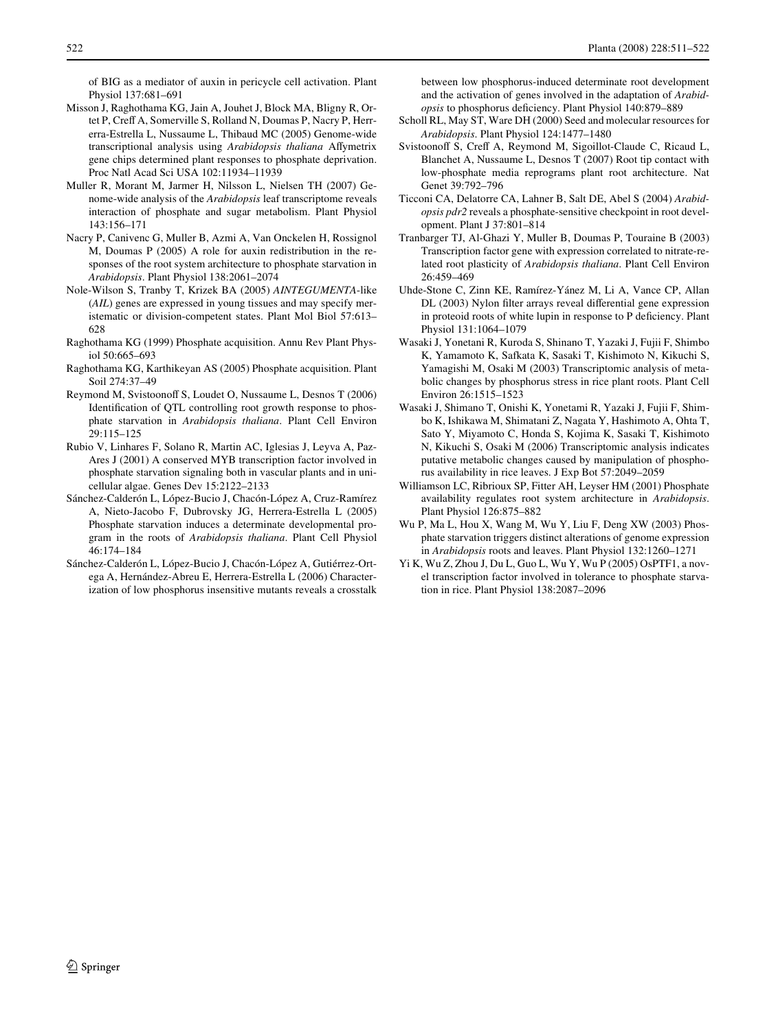of BIG as a mediator of auxin in pericycle cell activation. Plant Physiol 137:681–691

Misson J, Raghothama KG, Jain A, Jouhet J, Block MA, Bligny R, Ortet P, Creff A, Somerville S, Rolland N, Doumas P, Nacry P, Herrera-Estrella L, Nussaume L, Thibaud MC (2005) Genome-wide transcriptional analysis using *Arabidopsis thaliana* Affymetrix gene chips determined plant responses to phosphate deprivation. Proc Natl Acad Sci USA 102:11934–11939

Muller R, Morant M, Jarmer H, Nilsson L, Nielsen TH (2007) Genome-wide analysis of the *Arabidopsis* leaf transcriptome reveals interaction of phosphate and sugar metabolism. Plant Physiol 143:156–171

Nacry P, Canivenc G, Muller B, Azmi A, Van Onckelen H, Rossignol M, Doumas P (2005) A role for auxin redistribution in the responses of the root system architecture to phosphate starvation in *Arabidopsis*. Plant Physiol 138:2061–2074

Nole-Wilson S, Tranby T, Krizek BA (2005) *AINTEGUMENTA*-like (*AIL*) genes are expressed in young tissues and may specify meristematic or division-competent states. Plant Mol Biol 57:613–628

Raghothama KG (1999) Phosphate acquisition. Annu Rev Plant Physiol 50:665–693

Raghothama KG, Karthikeyan AS (2005) Phosphate acquisition. Plant Soil 274:37–49

Reymond M, Svistoonoff S, Loudet O, Nussaume L, Desnos T (2006) Identification of QTL controlling root growth response to phosphate starvation in *Arabidopsis thaliana*. Plant Cell Environ 29:115–125

Rubio V, Linhares F, Solano R, Martin AC, Iglesias J, Leyva A, Paz-Ares J (2001) A conserved MYB transcription factor involved in phosphate starvation signaling both in vascular plants and in unicellular algae. Genes Dev 15:2122–2133

Sánchez-Calderón L, López-Bucio J, Chacón-López A, Cruz-Ramírez A, Nieto-Jacobo F, Dubrovsky JG, Herrera-Estrella L (2005) Phosphate starvation induces a determinate developmental program in the roots of *Arabidopsis thaliana*. Plant Cell Physiol 46:174–184

Sánchez-Calderón L, López-Bucio J, Chacón-López A, Gutiérrez-Ortega A, Hernández-Abreu E, Herrera-Estrella L (2006) Characterization of low phosphorus insensitive mutants reveals a crosstalk between low phosphorus-induced determinate root development and the activation of genes involved in the adaptation of *Arabidopsis* to phosphorus deficiency. Plant Physiol 140:879–889

Scholl RL, May ST, Ware DH (2000) Seed and molecular resources for *Arabidopsis*. Plant Physiol 124:1477–1480

Svistoonoff S, Creff A, Reymond M, Sigoillot-Claude C, Ricaud L, Blanchet A, Nussaume L, Desnos T (2007) Root tip contact with low-phosphate media reprograms plant root architecture. Nat Genet 39:792–796

Ticconi CA, Delatorre CA, Lahner B, Salt DE, Abel S (2004) *Arabidopsis pdr2* reveals a phosphate-sensitive checkpoint in root development. Plant J 37:801–814

Tranbarger TJ, Al-Ghazi Y, Muller B, Doumas P, Touraine B (2003) Transcription factor gene with expression correlated to nitrate-related root plasticity of *Arabidopsis thaliana*. Plant Cell Environ 26:459–469

Uhde-Stone C, Zinn KE, Ramírez-Yánez M, Li A, Vance CP, Allan DL (2003) Nylon filter arrays reveal differential gene expression in proteoid roots of white lupin in response to P deficiency. Plant Physiol 131:1064–1079

Wasaki J, Yonetani R, Kuroda S, Shinano T, Yazaki J, Fujii F, Shimbo K, Yamamoto K, Safkata K, Sasaki T, Kishimoto N, Kikuchi S, Yamagishi M, Osaki M (2003) Transcriptomic analysis of metabolic changes by phosphorus stress in rice plant roots. Plant Cell Environ 26:1515–1523

Wasaki J, Shimano T, Onishi K, Yonetami R, Yazaki J, Fujii F, Shimbo K, Ishikawa M, Shimatani Z, Nagata Y, Hashimoto A, Ohta T, Sato Y, Miyamoto C, Honda S, Kojima K, Sasaki T, Kishimoto N, Kikuchi S, Osaki M (2006) Transcriptomic analysis indicates putative metabolic changes caused by manipulation of phosphorus availability in rice leaves. J Exp Bot 57:2049–2059

Williamson LC, Ribrioux SP, Fitter AH, Leyser HM (2001) Phosphate availability regulates root system architecture in *Arabidopsis*. Plant Physiol 126:875–882

Wu P, Ma L, Hou X, Wang M, Wu Y, Liu F, Deng XW (2003) Phosphate starvation triggers distinct alterations of genome expression in *Arabidopsis* roots and leaves. Plant Physiol 132:1260–1271

Yi K, Wu Z, Zhou J, Du L, Guo L, Wu Y, Wu P (2005) OsPTF1, a novel transcription factor involved in tolerance to phosphate starvation in rice. Plant Physiol 138:2087–2096